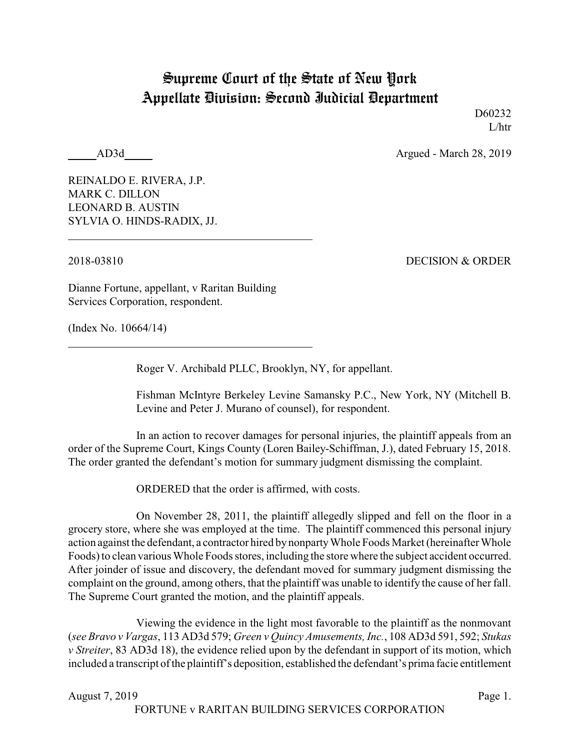# Supreme Court of the State of New York
# Appellate Division: Second Judicial Department

D60232
L/htr

_____AD3d_____ Argued - March 28, 2019

REINALDO E. RIVERA, J.P.
MARK C. DILLON
LEONARD B. AUSTIN
SYLVIA O. HINDS-RADIX, JJ.

---

2018-03810 DECISION & ORDER

Dianne Fortune, appellant, v Raritan Building Services Corporation, respondent.

(Index No. 10664/14)

---

Roger V. Archibald PLLC, Brooklyn, NY, for appellant.

Fishman McIntyre Berkeley Levine Samansky P.C., New York, NY (Mitchell B. Levine and Peter J. Murano of counsel), for respondent.

In an action to recover damages for personal injuries, the plaintiff appeals from an order of the Supreme Court, Kings County (Loren Bailey-Schiffman, J.), dated February 15, 2018. The order granted the defendant's motion for summary judgment dismissing the complaint.

ORDERED that the order is affirmed, with costs.

On November 28, 2011, the plaintiff allegedly slipped and fell on the floor in a grocery store, where she was employed at the time. The plaintiff commenced this personal injury action against the defendant, a contractor hired by nonparty Whole Foods Market (hereinafter Whole Foods) to clean various Whole Foods stores, including the store where the subject accident occurred. After joinder of issue and discovery, the defendant moved for summary judgment dismissing the complaint on the ground, among others, that the plaintiff was unable to identify the cause of her fall. The Supreme Court granted the motion, and the plaintiff appeals.

Viewing the evidence in the light most favorable to the plaintiff as the nonmovant (*see Bravo v Vargas*, 113 AD3d 579; *Green v Quincy Amusements, Inc.*, 108 AD3d 591, 592; *Stukas v Streiter*, 83 AD3d 18), the evidence relied upon by the defendant in support of its motion, which included a transcript of the plaintiff's deposition, established the defendant's prima facie entitlement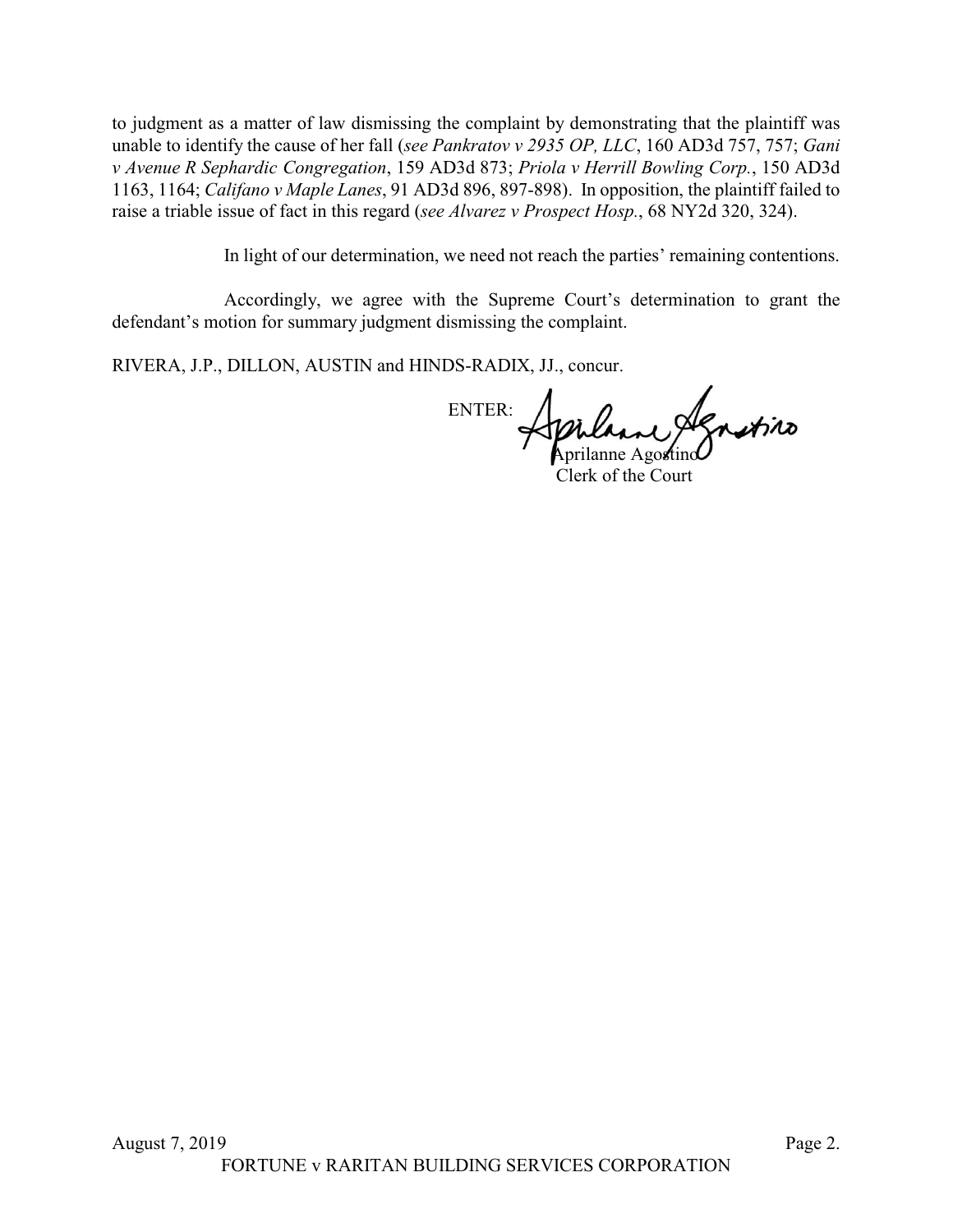to judgment as a matter of law dismissing the complaint by demonstrating that the plaintiff was unable to identify the cause of her fall (*see Pankratov v 2935 OP, LLC*, 160 AD3d 757, 757; *Gani v Avenue R Sephardic Congregation*, 159 AD3d 873; *Priola v Herrill Bowling Corp.*, 150 AD3d 1163, 1164; *Califano v Maple Lanes*, 91 AD3d 896, 897-898). In opposition, the plaintiff failed to raise a triable issue of fact in this regard (*see Alvarez v Prospect Hosp.*, 68 NY2d 320, 324).

In light of our determination, we need not reach the parties' remaining contentions.

Accordingly, we agree with the Supreme Court's determination to grant the defendant's motion for summary judgment dismissing the complaint.

RIVERA, J.P., DILLON, AUSTIN and HINDS-RADIX, JJ., concur.

ENTER:

Aprilanne Agostino
Clerk of the Court